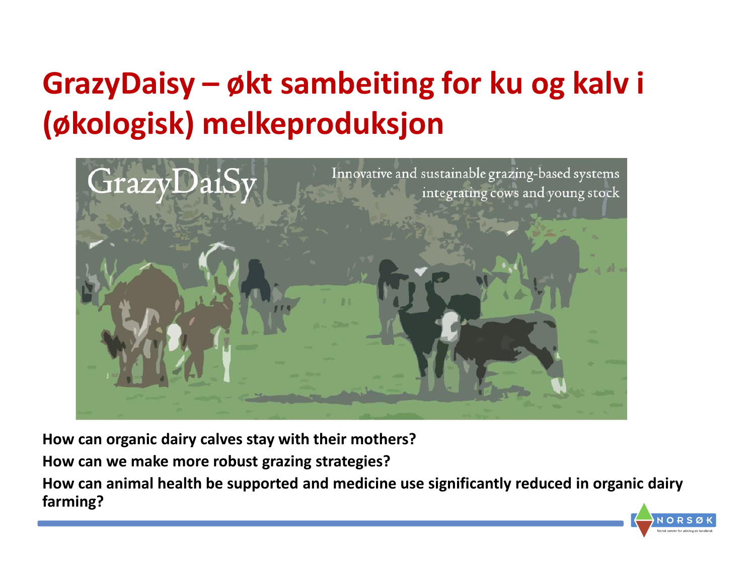# GrazyDaisy – økt sambeiting for ku og kalv i (økologisk) melkeproduksjon

GrazyDaiSy

Innovative and sustainable grazing-based systems integrating cows and young stock

**How can organic dairy calves stay with their mothers?**

**How can we make more robust grazing strategies?**

**How can animal health be supported and medicine use significantly reduced in organic dairy farming?**

NORSØK

Norsk senter for økologisk landbruk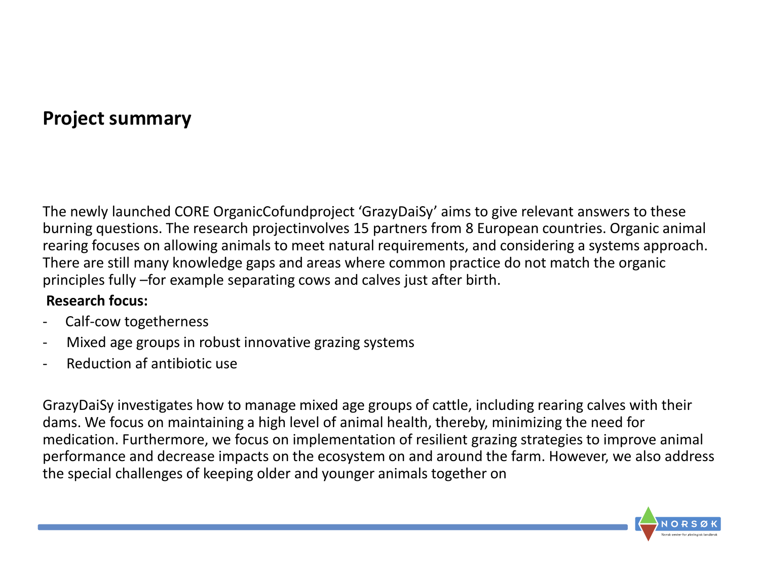## Project summary

The newly launched CORE OrganicCofundproject 'GrazyDaiSy' aims to give relevant answers to these burning questions. The research projectinvolves 15 partners from 8 European countries. Organic animal rearing focuses on allowing animals to meet natural requirements, and considering a systems approach. There are still many knowledge gaps and areas where common practice do not match the organic principles fully –for example separating cows and calves just after birth.

**Research focus:**

- Calf-cow togetherness
- Mixed age groups in robust innovative grazing systems
- Reduction af antibiotic use

GrazyDaiSy investigates how to manage mixed age groups of cattle, including rearing calves with their dams. We focus on maintaining a high level of animal health, thereby, minimizing the need for medication. Furthermore, we focus on implementation of resilient grazing strategies to improve animal performance and decrease impacts on the ecosystem on and around the farm. However, we also address the special challenges of keeping older and younger animals together on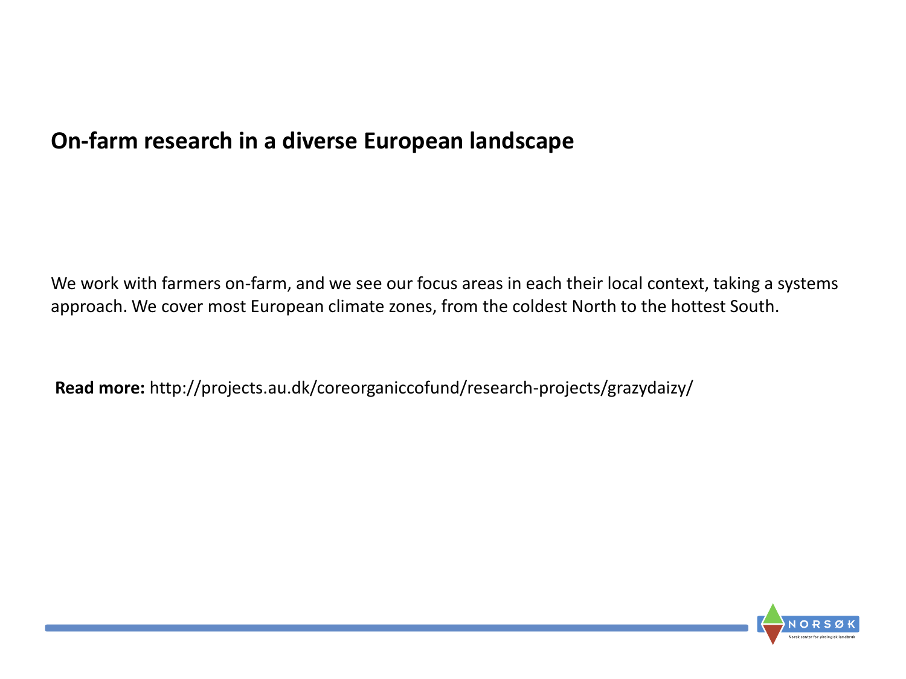## On-farm research in a diverse European landscape

We work with farmers on-farm, and we see our focus areas in each their local context, taking a systems approach. We cover most European climate zones, from the coldest North to the hottest South.

**Read more:** http://projects.au.dk/coreorganiccofund/research-projects/grazydaizy/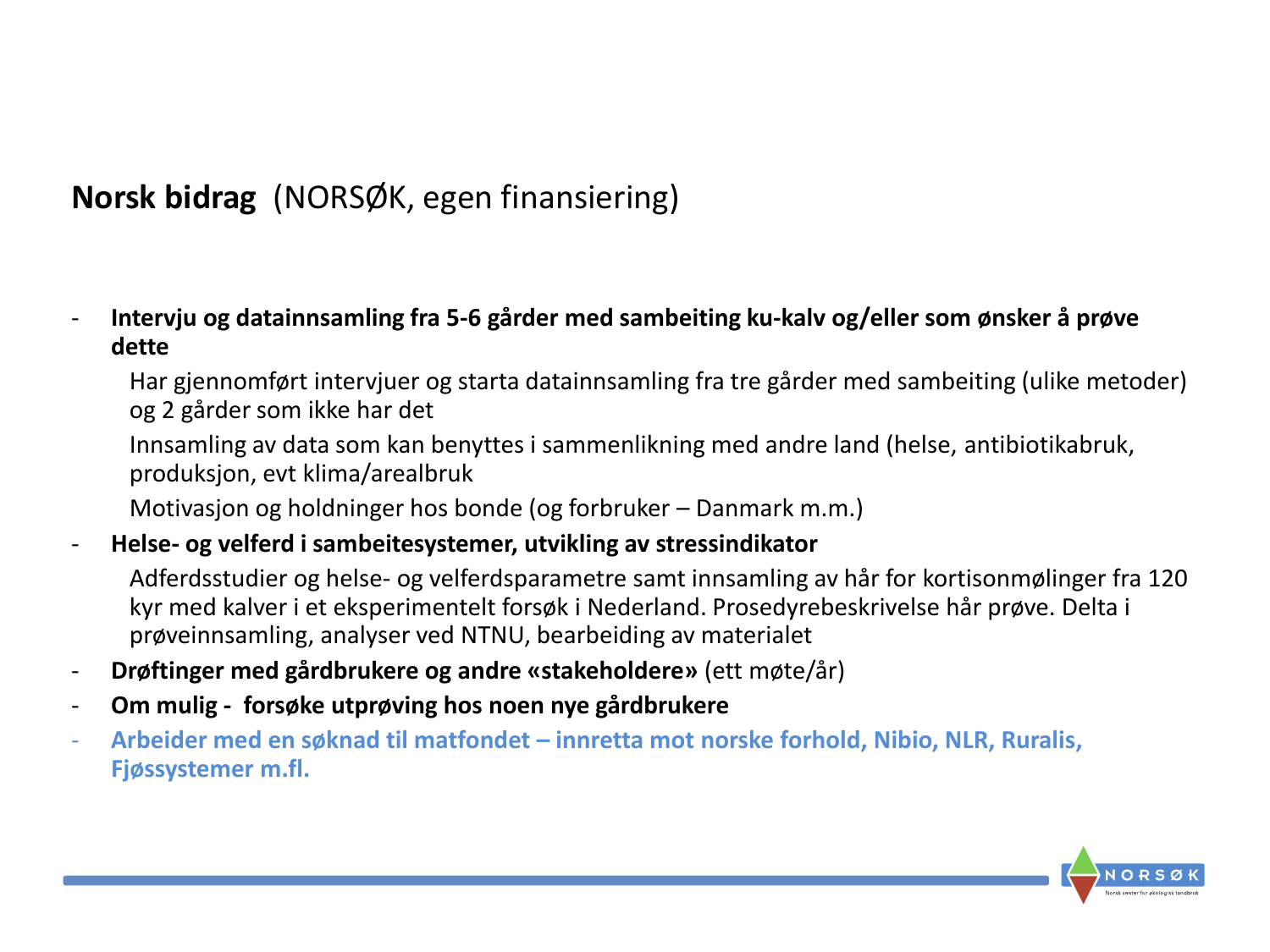## **Norsk bidrag** (NORSØK, egen finansiering)

- **Intervju og datainnsamling fra 5-6 gårder med sambeiting ku-kalv og/eller som ønsker å prøve dette**

  Har gjennomført intervjuer og starta datainnsamling fra tre gårder med sambeiting (ulike metoder) og 2 gårder som ikke har det

  Innsamling av data som kan benyttes i sammenlikning med andre land (helse, antibiotikabruk, produksjon, evt klima/arealbruk

  Motivasjon og holdninger hos bonde (og forbruker – Danmark m.m.)

- **Helse- og velferd i sambeitesystemer, utvikling av stressindikator**

  Adferdsstudier og helse- og velferdsparametre samt innsamling av hår for kortisonmølinger fra 120 kyr med kalver i et eksperimentelt forsøk i Nederland. Prosedyrebeskrivelse hår prøve. Delta i prøveinnsamling, analyser ved NTNU, bearbeiding av materialet

- **Drøftinger med gårdbrukere og andre «stakeholdere»** (ett møte/år)
- **Om mulig - forsøke utprøving hos noen nye gårdbrukere**
- **Arbeider med en søknad til matfondet – innretta mot norske forhold, Nibio, NLR, Ruralis, Fjøssystemer m.fl.**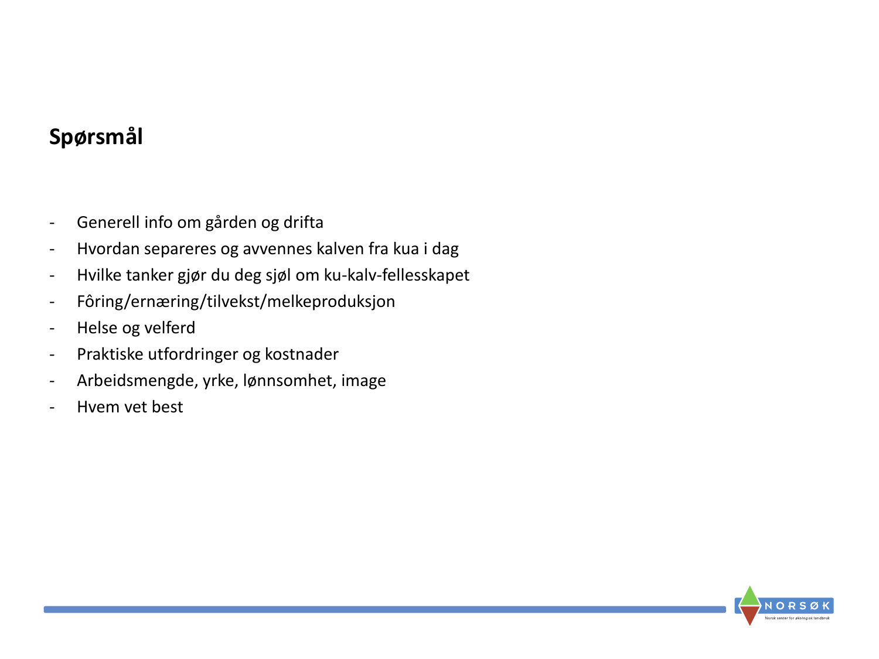## Spørsmål

- Generell info om gården og drifta
- Hvordan separeres og avvennes kalven fra kua i dag
- Hvilke tanker gjør du deg sjøl om ku-kalv-fellesskapet
- Fôring/ernæring/tilvekst/melkeproduksjon
- Helse og velferd
- Praktiske utfordringer og kostnader
- Arbeidsmengde, yrke, lønnsomhet, image
- Hvem vet best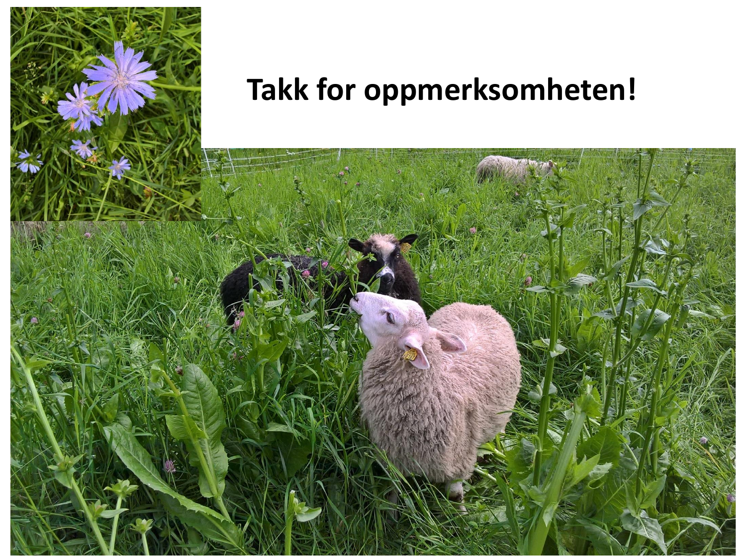# Takk for oppmerksomheten!